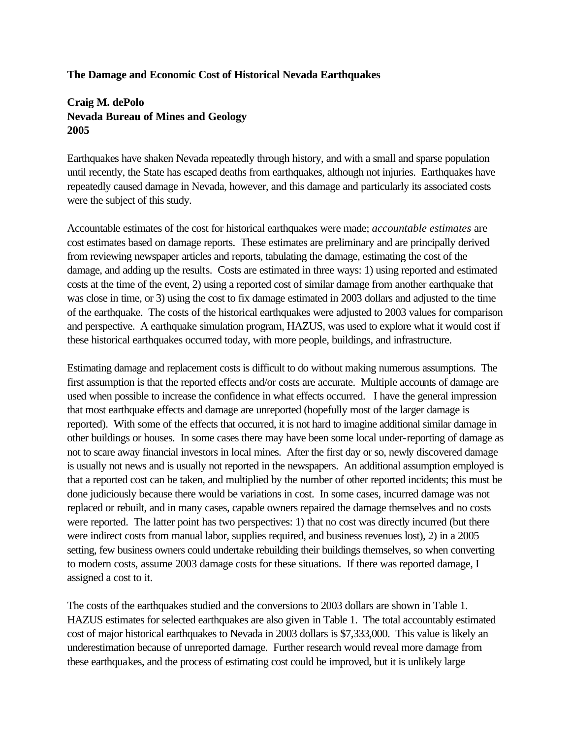# The Damage and Economic Cost of Historical Nevada Earthquakes

**Craig M. dePolo**
**Nevada Bureau of Mines and Geology**
**2005**

Earthquakes have shaken Nevada repeatedly through history, and with a small and sparse population until recently, the State has escaped deaths from earthquakes, although not injuries. Earthquakes have repeatedly caused damage in Nevada, however, and this damage and particularly its associated costs were the subject of this study.

Accountable estimates of the cost for historical earthquakes were made; *accountable estimates* are cost estimates based on damage reports. These estimates are preliminary and are principally derived from reviewing newspaper articles and reports, tabulating the damage, estimating the cost of the damage, and adding up the results. Costs are estimated in three ways: 1) using reported and estimated costs at the time of the event, 2) using a reported cost of similar damage from another earthquake that was close in time, or 3) using the cost to fix damage estimated in 2003 dollars and adjusted to the time of the earthquake. The costs of the historical earthquakes were adjusted to 2003 values for comparison and perspective. A earthquake simulation program, HAZUS, was used to explore what it would cost if these historical earthquakes occurred today, with more people, buildings, and infrastructure.

Estimating damage and replacement costs is difficult to do without making numerous assumptions. The first assumption is that the reported effects and/or costs are accurate. Multiple accounts of damage are used when possible to increase the confidence in what effects occurred. I have the general impression that most earthquake effects and damage are unreported (hopefully most of the larger damage is reported). With some of the effects that occurred, it is not hard to imagine additional similar damage in other buildings or houses. In some cases there may have been some local under-reporting of damage as not to scare away financial investors in local mines. After the first day or so, newly discovered damage is usually not news and is usually not reported in the newspapers. An additional assumption employed is that a reported cost can be taken, and multiplied by the number of other reported incidents; this must be done judiciously because there would be variations in cost. In some cases, incurred damage was not replaced or rebuilt, and in many cases, capable owners repaired the damage themselves and no costs were reported. The latter point has two perspectives: 1) that no cost was directly incurred (but there were indirect costs from manual labor, supplies required, and business revenues lost), 2) in a 2005 setting, few business owners could undertake rebuilding their buildings themselves, so when converting to modern costs, assume 2003 damage costs for these situations. If there was reported damage, I assigned a cost to it.

The costs of the earthquakes studied and the conversions to 2003 dollars are shown in Table 1. HAZUS estimates for selected earthquakes are also given in Table 1. The total accountably estimated cost of major historical earthquakes to Nevada in 2003 dollars is $7,333,000. This value is likely an underestimation because of unreported damage. Further research would reveal more damage from these earthquakes, and the process of estimating cost could be improved, but it is unlikely large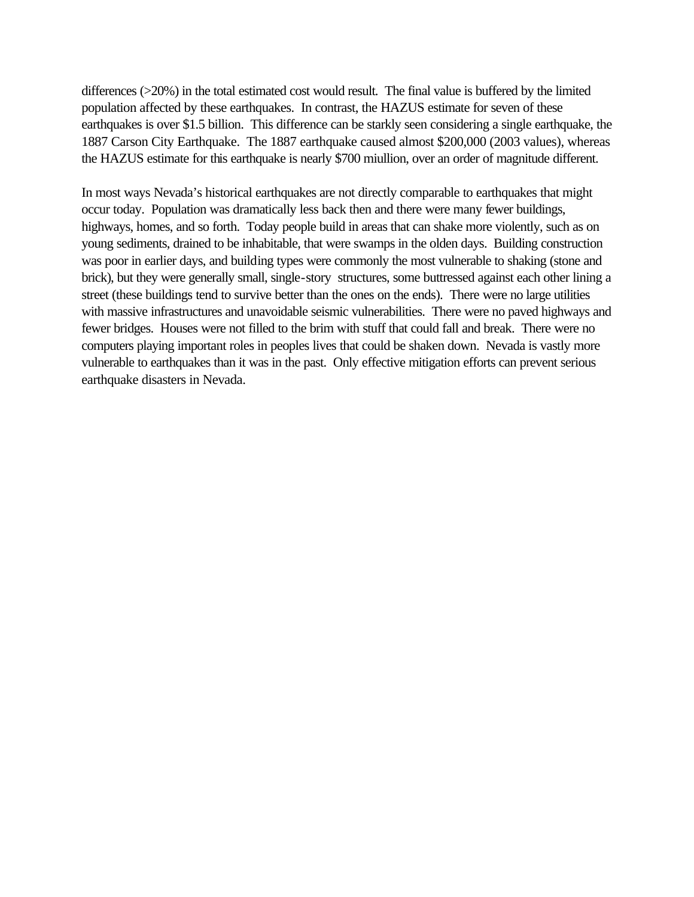differences (>20%) in the total estimated cost would result. The final value is buffered by the limited population affected by these earthquakes. In contrast, the HAZUS estimate for seven of these earthquakes is over $1.5 billion. This difference can be starkly seen considering a single earthquake, the 1887 Carson City Earthquake. The 1887 earthquake caused almost $200,000 (2003 values), whereas the HAZUS estimate for this earthquake is nearly $700 miullion, over an order of magnitude different.

In most ways Nevada's historical earthquakes are not directly comparable to earthquakes that might occur today. Population was dramatically less back then and there were many fewer buildings, highways, homes, and so forth. Today people build in areas that can shake more violently, such as on young sediments, drained to be inhabitable, that were swamps in the olden days. Building construction was poor in earlier days, and building types were commonly the most vulnerable to shaking (stone and brick), but they were generally small, single-story structures, some buttressed against each other lining a street (these buildings tend to survive better than the ones on the ends). There were no large utilities with massive infrastructures and unavoidable seismic vulnerabilities. There were no paved highways and fewer bridges. Houses were not filled to the brim with stuff that could fall and break. There were no computers playing important roles in peoples lives that could be shaken down. Nevada is vastly more vulnerable to earthquakes than it was in the past. Only effective mitigation efforts can prevent serious earthquake disasters in Nevada.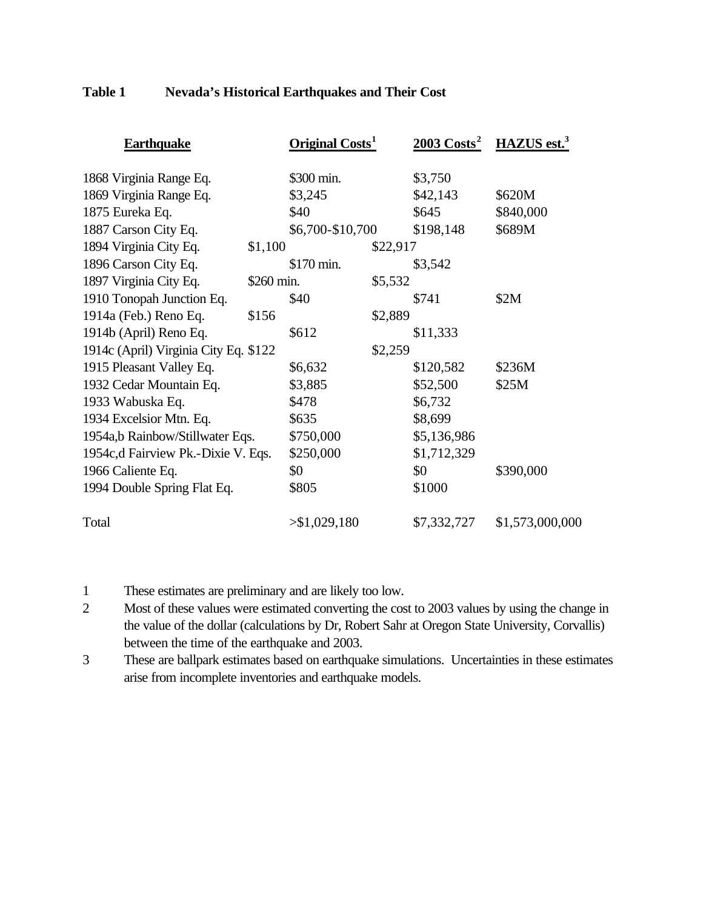**Table 1 Nevada's Historical Earthquakes and Their Cost**

| Earthquake | Original Costs[1] | 2003 Costs[2] | HAZUS est.[3] |
|---|---|---|---|
| 1868 Virginia Range Eq. | $300 min. | $3,750 | |
| 1869 Virginia Range Eq. | $3,245 | $42,143 | $620M |
| 1875 Eureka Eq. | $40 | $645 | $840,000 |
| 1887 Carson City Eq. | $6,700-$10,700 | $198,148 | $689M |
| 1894 Virginia City Eq. | $1,100 | $22,917 | |
| 1896 Carson City Eq. | $170 min. | $3,542 | |
| 1897 Virginia City Eq. | $260 min. | $5,532 | |
| 1910 Tonopah Junction Eq. | $40 | $741 | $2M |
| 1914a (Feb.) Reno Eq. | $156 | $2,889 | |
| 1914b (April) Reno Eq. | $612 | $11,333 | |
| 1914c (April) Virginia City Eq. | $122 | $2,259 | |
| 1915 Pleasant Valley Eq. | $6,632 | $120,582 | $236M |
| 1932 Cedar Mountain Eq. | $3,885 | $52,500 | $25M |
| 1933 Wabuska Eq. | $478 | $6,732 | |
| 1934 Excelsior Mtn. Eq. | $635 | $8,699 | |
| 1954a,b Rainbow/Stillwater Eqs. | $750,000 | $5,136,986 | |
| 1954c,d Fairview Pk.-Dixie V. Eqs. | $250,000 | $1,712,329 | |
| 1966 Caliente Eq. | $0 | $0 | $390,000 |
| 1994 Double Spring Flat Eq. | $805 | $1000 | |
| Total | >$1,029,180 | $7,332,727 | $1,573,000,000 |

1 These estimates are preliminary and are likely too low.

2 Most of these values were estimated converting the cost to 2003 values by using the change in the value of the dollar (calculations by Dr, Robert Sahr at Oregon State University, Corvallis) between the time of the earthquake and 2003.

3 These are ballpark estimates based on earthquake simulations. Uncertainties in these estimates arise from incomplete inventories and earthquake models.